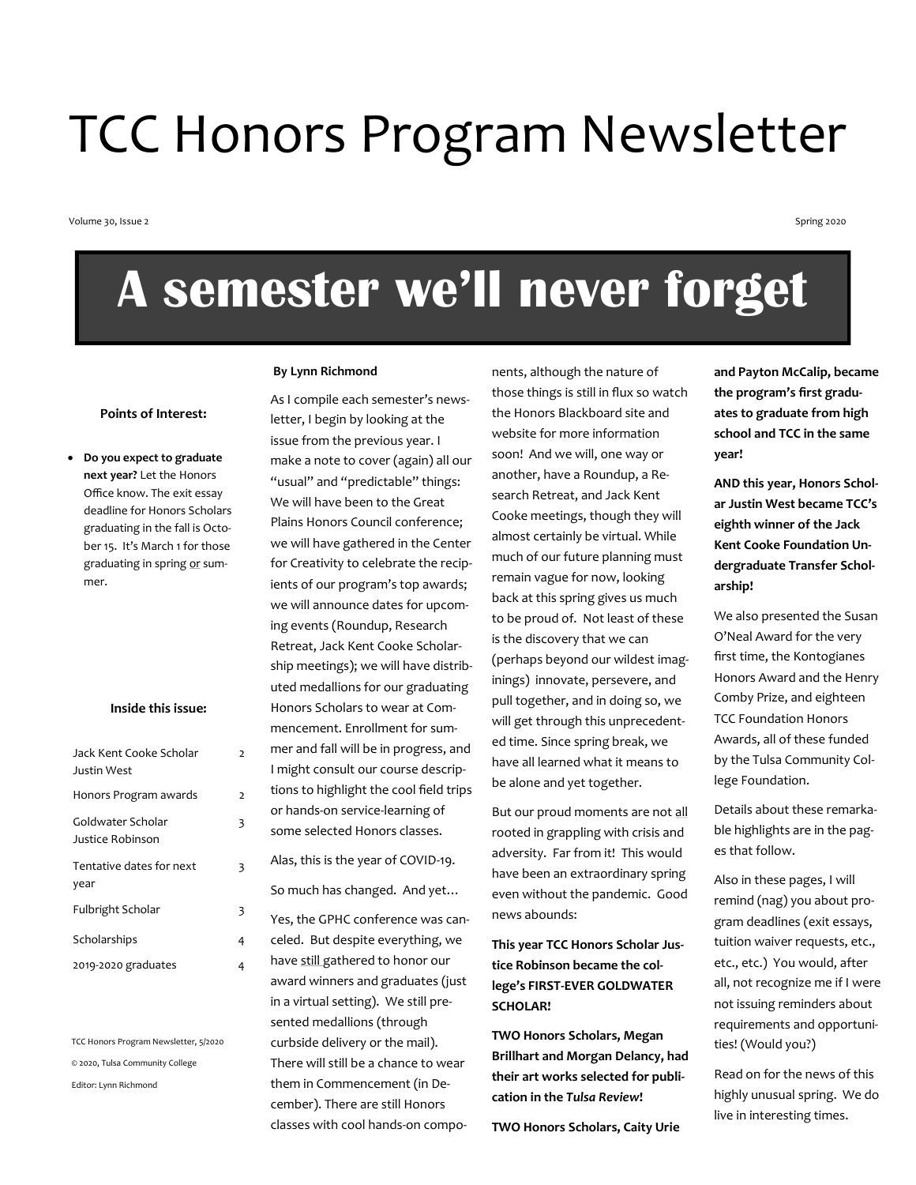# TCC Honors Program Newsletter

Volume 30, Issue 2 — Spring 2020

## A semester we'll never forget

**Points of Interest:**

- **Do you expect to graduate next year?** Let the Honors Office know. The exit essay deadline for Honors Scholars graduating in the fall is October 15. It's March 1 for those graduating in spring or summer.

**Inside this issue:**

| | |
|---|---|
| Jack Kent Cooke Scholar Justin West | 2 |
| Honors Program awards | 2 |
| Goldwater Scholar Justice Robinson | 3 |
| Tentative dates for next year | 3 |
| Fulbright Scholar | 3 |
| Scholarships | 4 |
| 2019-2020 graduates | 4 |

TCC Honors Program Newsletter, 5/2020

© 2020, Tulsa Community College

Editor: Lynn Richmond

**By Lynn Richmond**

As I compile each semester's newsletter, I begin by looking at the issue from the previous year. I make a note to cover (again) all our "usual" and "predictable" things: We will have been to the Great Plains Honors Council conference; we will have gathered in the Center for Creativity to celebrate the recipients of our program's top awards; we will announce dates for upcoming events (Roundup, Research Retreat, Jack Kent Cooke Scholarship meetings); we will have distributed medallions for our graduating Honors Scholars to wear at Commencement. Enrollment for summer and fall will be in progress, and I might consult our course descriptions to highlight the cool field trips or hands-on service-learning of some selected Honors classes.

Alas, this is the year of COVID-19.

So much has changed. And yet…

Yes, the GPHC conference was canceled. But despite everything, we have still gathered to honor our award winners and graduates (just in a virtual setting). We still presented medallions (through curbside delivery or the mail). There will still be a chance to wear them in Commencement (in December). There are still Honors classes with cool hands-on components, although the nature of those things is still in flux so watch the Honors Blackboard site and website for more information soon! And we will, one way or another, have a Roundup, a Research Retreat, and Jack Kent Cooke meetings, though they will almost certainly be virtual. While much of our future planning must remain vague for now, looking back at this spring gives us much to be proud of. Not least of these is the discovery that we can (perhaps beyond our wildest imaginings) innovate, persevere, and pull together, and in doing so, we will get through this unprecedented time. Since spring break, we have all learned what it means to be alone and yet together.

But our proud moments are not all rooted in grappling with crisis and adversity. Far from it! This would have been an extraordinary spring even without the pandemic. Good news abounds:

**This year TCC Honors Scholar Justice Robinson became the college's FIRST-EVER GOLDWATER SCHOLAR!**

**TWO Honors Scholars, Megan Brillhart and Morgan Delancy, had their art works selected for publication in the *Tulsa Review*!**

**TWO Honors Scholars, Caity Urie and Payton McCalip, became the program's first graduates to graduate from high school and TCC in the same year!**

**AND this year, Honors Scholar Justin West became TCC's eighth winner of the Jack Kent Cooke Foundation Undergraduate Transfer Scholarship!**

We also presented the Susan O'Neal Award for the very first time, the Kontogianes Honors Award and the Henry Comby Prize, and eighteen TCC Foundation Honors Awards, all of these funded by the Tulsa Community College Foundation.

Details about these remarkable highlights are in the pages that follow.

Also in these pages, I will remind (nag) you about program deadlines (exit essays, tuition waiver requests, etc., etc., etc.) You would, after all, not recognize me if I were not issuing reminders about requirements and opportunities! (Would you?)

Read on for the news of this highly unusual spring. We do live in interesting times.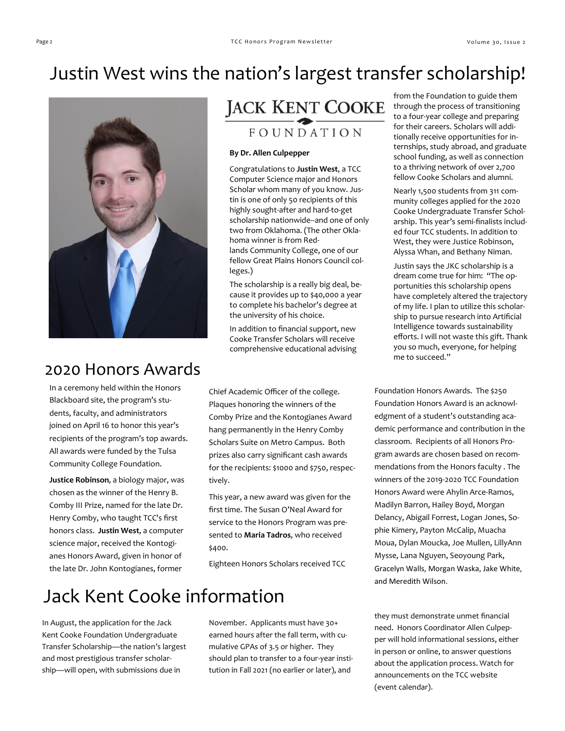# Justin West wins the nation's largest transfer scholarship!

JACK KENT COOKE FOUNDATION

**By Dr. Allen Culpepper**

Congratulations to **Justin West**, a TCC Computer Science major and Honors Scholar whom many of you know. Justin is one of only 50 recipients of this highly sought-after and hard-to-get scholarship nationwide--and one of only two from Oklahoma. (The other Oklahoma winner is from Redlands Community College, one of our fellow Great Plains Honors Council colleges.)

The scholarship is a really big deal, because it provides up to $40,000 a year to complete his bachelor's degree at the university of his choice.

In addition to financial support, new Cooke Transfer Scholars will receive comprehensive educational advising from the Foundation to guide them through the process of transitioning to a four-year college and preparing for their careers. Scholars will additionally receive opportunities for internships, study abroad, and graduate school funding, as well as connection to a thriving network of over 2,700 fellow Cooke Scholars and alumni.

Nearly 1,500 students from 311 community colleges applied for the 2020 Cooke Undergraduate Transfer Scholarship. This year's semi-finalists included four TCC students. In addition to West, they were Justice Robinson, Alyssa Whan, and Bethany Niman.

Justin says the JKC scholarship is a dream come true for him: "The opportunities this scholarship opens have completely altered the trajectory of my life. I plan to utilize this scholarship to pursue research into Artificial Intelligence towards sustainability efforts. I will not waste this gift. Thank you so much, everyone, for helping me to succeed."

## 2020 Honors Awards

In a ceremony held within the Honors Blackboard site, the program's students, faculty, and administrators joined on April 16 to honor this year's recipients of the program's top awards. All awards were funded by the Tulsa Community College Foundation.

**Justice Robinson**, a biology major, was chosen as the winner of the Henry B. Comby III Prize, named for the late Dr. Henry Comby, who taught TCC's first honors class. **Justin West**, a computer science major, received the Kontogianes Honors Award, given in honor of the late Dr. John Kontogianes, former Chief Academic Officer of the college. Plaques honoring the winners of the Comby Prize and the Kontogianes Award hang permanently in the Henry Comby Scholars Suite on Metro Campus. Both prizes also carry significant cash awards for the recipients: $1000 and $750, respectively.

This year, a new award was given for the first time. The Susan O'Neal Award for service to the Honors Program was presented to **Maria Tadros**, who received $400.

Eighteen Honors Scholars received TCC Foundation Honors Awards. The $250 Foundation Honors Award is an acknowledgment of a student's outstanding academic performance and contribution in the classroom. Recipients of all Honors Program awards are chosen based on recommendations from the Honors faculty . The winners of the 2019-2020 TCC Foundation Honors Award were Ahylin Arce-Ramos, Madilyn Barron, Hailey Boyd, Morgan Delancy, Abigail Forrest, Logan Jones, Sophie Kimery, Payton McCalip, Muacha Moua, Dylan Moucka, Joe Mullen, LillyAnn Mysse, Lana Nguyen, Seoyoung Park, Gracelyn Walls, Morgan Waska, Jake White, and Meredith Wilson.

## Jack Kent Cooke information

In August, the application for the Jack Kent Cooke Foundation Undergraduate Transfer Scholarship—the nation's largest and most prestigious transfer scholarship—will open, with submissions due in November. Applicants must have 30+ earned hours after the fall term, with cumulative GPAs of 3.5 or higher. They should plan to transfer to a four-year institution in Fall 2021 (no earlier or later), and they must demonstrate unmet financial need. Honors Coordinator Allen Culpepper will hold informational sessions, either in person or online, to answer questions about the application process. Watch for announcements on the TCC website (event calendar).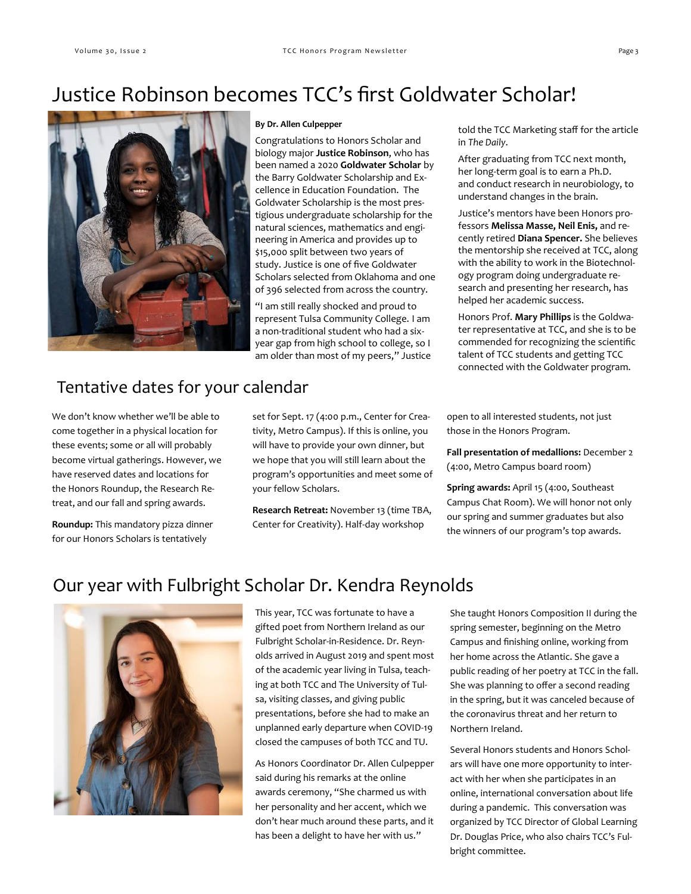# Justice Robinson becomes TCC's first Goldwater Scholar!

**By Dr. Allen Culpepper**

Congratulations to Honors Scholar and biology major **Justice Robinson**, who has been named a 2020 **Goldwater Scholar** by the Barry Goldwater Scholarship and Excellence in Education Foundation. The Goldwater Scholarship is the most prestigious undergraduate scholarship for the natural sciences, mathematics and engineering in America and provides up to $15,000 split between two years of study. Justice is one of five Goldwater Scholars selected from Oklahoma and one of 396 selected from across the country.

"I am still really shocked and proud to represent Tulsa Community College. I am a non-traditional student who had a six-year gap from high school to college, so I am older than most of my peers," Justice told the TCC Marketing staff for the article in *The Daily*.

After graduating from TCC next month, her long-term goal is to earn a Ph.D. and conduct research in neurobiology, to understand changes in the brain.

Justice's mentors have been Honors professors **Melissa Masse, Neil Enis,** and recently retired **Diana Spencer.** She believes the mentorship she received at TCC, along with the ability to work in the Biotechnology program doing undergraduate research and presenting her research, has helped her academic success.

Honors Prof. **Mary Phillips** is the Goldwater representative at TCC, and she is to be commended for recognizing the scientific talent of TCC students and getting TCC connected with the Goldwater program.

## Tentative dates for your calendar

We don't know whether we'll be able to come together in a physical location for these events; some or all will probably become virtual gatherings. However, we have reserved dates and locations for the Honors Roundup, the Research Retreat, and our fall and spring awards.

**Roundup:** This mandatory pizza dinner for our Honors Scholars is tentatively set for Sept. 17 (4:00 p.m., Center for Creativity, Metro Campus). If this is online, you will have to provide your own dinner, but we hope that you will still learn about the program's opportunities and meet some of your fellow Scholars.

**Research Retreat:** November 13 (time TBA, Center for Creativity). Half-day workshop open to all interested students, not just those in the Honors Program.

**Fall presentation of medallions:** December 2 (4:00, Metro Campus board room)

**Spring awards:** April 15 (4:00, Southeast Campus Chat Room). We will honor not only our spring and summer graduates but also the winners of our program's top awards.

# Our year with Fulbright Scholar Dr. Kendra Reynolds

This year, TCC was fortunate to have a gifted poet from Northern Ireland as our Fulbright Scholar-in-Residence. Dr. Reynolds arrived in August 2019 and spent most of the academic year living in Tulsa, teaching at both TCC and The University of Tulsa, visiting classes, and giving public presentations, before she had to make an unplanned early departure when COVID-19 closed the campuses of both TCC and TU.

As Honors Coordinator Dr. Allen Culpepper said during his remarks at the online awards ceremony, "She charmed us with her personality and her accent, which we don't hear much around these parts, and it has been a delight to have her with us."

She taught Honors Composition II during the spring semester, beginning on the Metro Campus and finishing online, working from her home across the Atlantic. She gave a public reading of her poetry at TCC in the fall. She was planning to offer a second reading in the spring, but it was canceled because of the coronavirus threat and her return to Northern Ireland.

Several Honors students and Honors Scholars will have one more opportunity to interact with her when she participates in an online, international conversation about life during a pandemic. This conversation was organized by TCC Director of Global Learning Dr. Douglas Price, who also chairs TCC's Fulbright committee.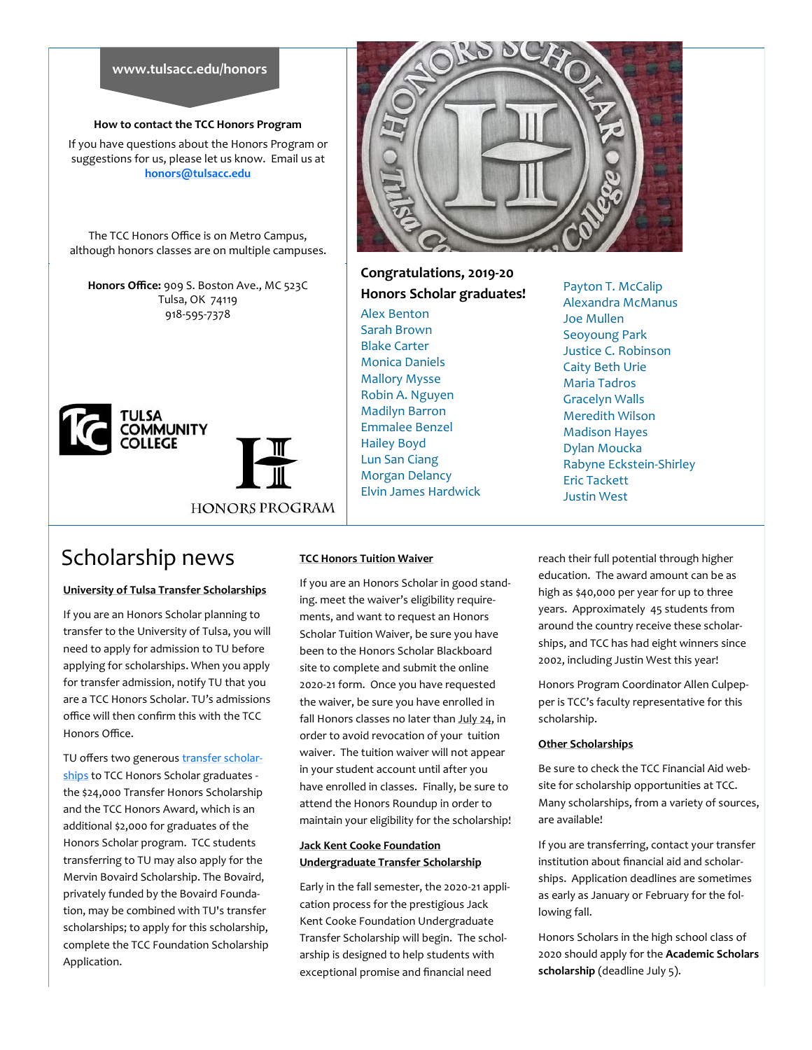www.tulsacc.edu/honors

**How to contact the TCC Honors Program**

If you have questions about the Honors Program or suggestions for us, please let us know. Email us at **honors@tulsacc.edu**

The TCC Honors Office is on Metro Campus, although honors classes are on multiple campuses.

**Honors Office:** 909 S. Boston Ave., MC 523C
Tulsa, OK 74119
918-595-7378

TULSA COMMUNITY COLLEGE

HONORS PROGRAM

## Congratulations, 2019-20 Honors Scholar graduates!

Alex Benton
Sarah Brown
Blake Carter
Monica Daniels
Mallory Mysse
Robin A. Nguyen
Madilyn Barron
Emmalee Benzel
Hailey Boyd
Lun San Ciang
Morgan Delancy
Elvin James Hardwick
Payton T. McCalip
Alexandra McManus
Joe Mullen
Seoyoung Park
Justice C. Robinson
Caity Beth Urie
Maria Tadros
Gracelyn Walls
Meredith Wilson
Madison Hayes
Dylan Moucka
Rabyne Eckstein-Shirley
Eric Tackett
Justin West

# Scholarship news

**University of Tulsa Transfer Scholarships**

If you are an Honors Scholar planning to transfer to the University of Tulsa, you will need to apply for admission to TU before applying for scholarships. When you apply for transfer admission, notify TU that you are a TCC Honors Scholar. TU's admissions office will then confirm this with the TCC Honors Office.

TU offers two generous transfer scholarships to TCC Honors Scholar graduates - the $24,000 Transfer Honors Scholarship and the TCC Honors Award, which is an additional $2,000 for graduates of the Honors Scholar program. TCC students transferring to TU may also apply for the Mervin Bovaird Scholarship. The Bovaird, privately funded by the Bovaird Foundation, may be combined with TU's transfer scholarships; to apply for this scholarship, complete the TCC Foundation Scholarship Application.

**TCC Honors Tuition Waiver**

If you are an Honors Scholar in good standing. meet the waiver's eligibility requirements, and want to request an Honors Scholar Tuition Waiver, be sure you have been to the Honors Scholar Blackboard site to complete and submit the online 2020-21 form. Once you have requested the waiver, be sure you have enrolled in fall Honors classes no later than July 24, in order to avoid revocation of your tuition waiver. The tuition waiver will not appear in your student account until after you have enrolled in classes. Finally, be sure to attend the Honors Roundup in order to maintain your eligibility for the scholarship!

**Jack Kent Cooke Foundation Undergraduate Transfer Scholarship**

Early in the fall semester, the 2020-21 application process for the prestigious Jack Kent Cooke Foundation Undergraduate Transfer Scholarship will begin. The scholarship is designed to help students with exceptional promise and financial need reach their full potential through higher education. The award amount can be as high as $40,000 per year for up to three years. Approximately 45 students from around the country receive these scholarships, and TCC has had eight winners since 2002, including Justin West this year!

Honors Program Coordinator Allen Culpepper is TCC's faculty representative for this scholarship.

**Other Scholarships**

Be sure to check the TCC Financial Aid website for scholarship opportunities at TCC. Many scholarships, from a variety of sources, are available!

If you are transferring, contact your transfer institution about financial aid and scholarships. Application deadlines are sometimes as early as January or February for the following fall.

Honors Scholars in the high school class of 2020 should apply for the **Academic Scholars scholarship** (deadline July 5).